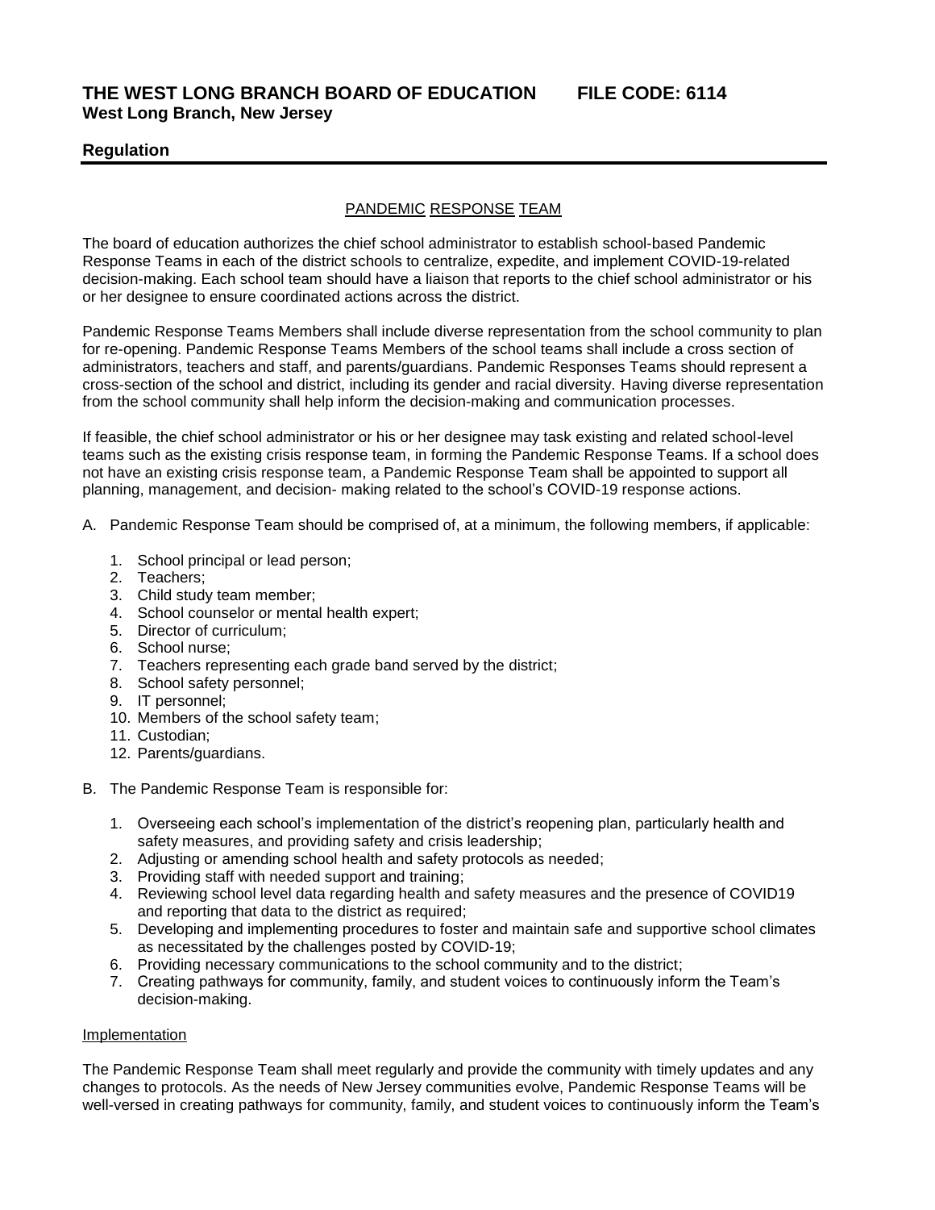# THE WEST LONG BRANCH BOARD OF EDUCATION FILE CODE: 6114
**West Long Branch, New Jersey**

## Regulation

### PANDEMIC RESPONSE TEAM

The board of education authorizes the chief school administrator to establish school-based Pandemic Response Teams in each of the district schools to centralize, expedite, and implement COVID-19-related decision-making. Each school team should have a liaison that reports to the chief school administrator or his or her designee to ensure coordinated actions across the district.

Pandemic Response Teams Members shall include diverse representation from the school community to plan for re-opening. Pandemic Response Teams Members of the school teams shall include a cross section of administrators, teachers and staff, and parents/guardians. Pandemic Responses Teams should represent a cross-section of the school and district, including its gender and racial diversity. Having diverse representation from the school community shall help inform the decision-making and communication processes.

If feasible, the chief school administrator or his or her designee may task existing and related school-level teams such as the existing crisis response team, in forming the Pandemic Response Teams. If a school does not have an existing crisis response team, a Pandemic Response Team shall be appointed to support all planning, management, and decision- making related to the school's COVID-19 response actions.

A. Pandemic Response Team should be comprised of, at a minimum, the following members, if applicable:

1. School principal or lead person;
2. Teachers;
3. Child study team member;
4. School counselor or mental health expert;
5. Director of curriculum;
6. School nurse;
7. Teachers representing each grade band served by the district;
8. School safety personnel;
9. IT personnel;
10. Members of the school safety team;
11. Custodian;
12. Parents/guardians.

B. The Pandemic Response Team is responsible for:

1. Overseeing each school's implementation of the district's reopening plan, particularly health and safety measures, and providing safety and crisis leadership;
2. Adjusting or amending school health and safety protocols as needed;
3. Providing staff with needed support and training;
4. Reviewing school level data regarding health and safety measures and the presence of COVID19 and reporting that data to the district as required;
5. Developing and implementing procedures to foster and maintain safe and supportive school climates as necessitated by the challenges posted by COVID-19;
6. Providing necessary communications to the school community and to the district;
7. Creating pathways for community, family, and student voices to continuously inform the Team's decision-making.

#### Implementation

The Pandemic Response Team shall meet regularly and provide the community with timely updates and any changes to protocols. As the needs of New Jersey communities evolve, Pandemic Response Teams will be well-versed in creating pathways for community, family, and student voices to continuously inform the Team's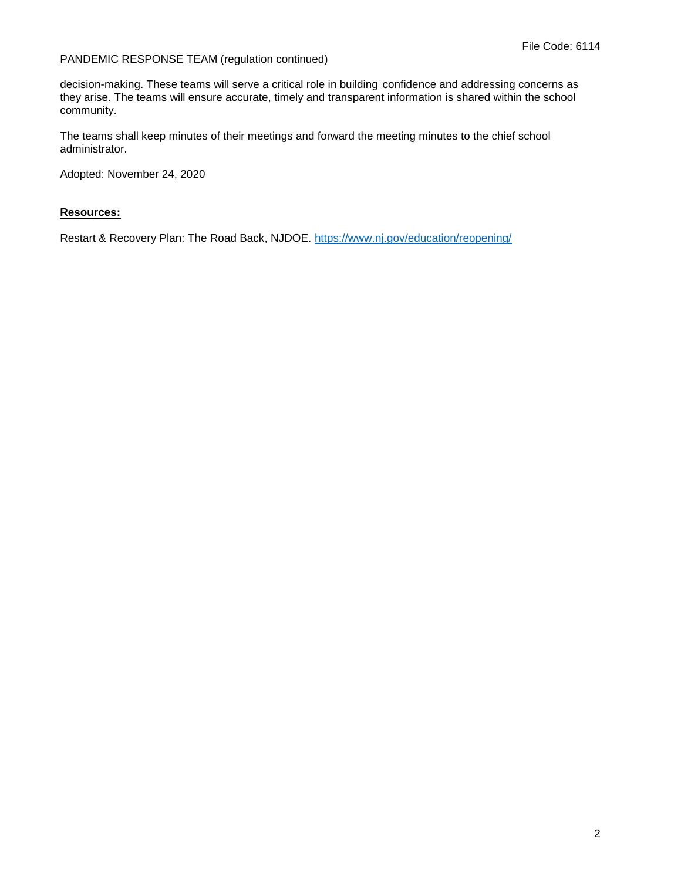decision-making. These teams will serve a critical role in building confidence and addressing concerns as they arise. The teams will ensure accurate, timely and transparent information is shared within the school community.

The teams shall keep minutes of their meetings and forward the meeting minutes to the chief school administrator.

Adopted: November 24, 2020

**Resources:**

Restart & Recovery Plan: The Road Back, NJDOE. https://www.nj.gov/education/reopening/